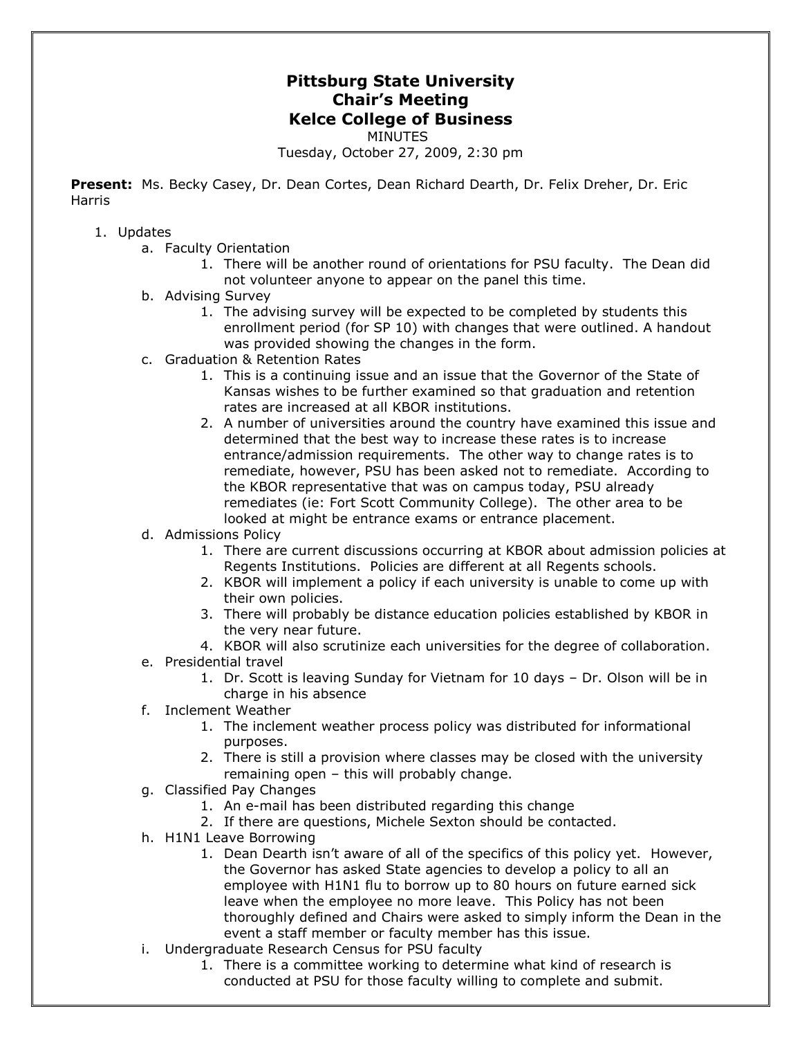# Pittsburg State University
## Chair's Meeting
## Kelce College of Business

MINUTES

Tuesday, October 27, 2009, 2:30 pm

**Present:** Ms. Becky Casey, Dr. Dean Cortes, Dean Richard Dearth, Dr. Felix Dreher, Dr. Eric Harris

1. Updates
   a. Faculty Orientation
      1. There will be another round of orientations for PSU faculty. The Dean did not volunteer anyone to appear on the panel this time.

   b. Advising Survey
      1. The advising survey will be expected to be completed by students this enrollment period (for SP 10) with changes that were outlined. A handout was provided showing the changes in the form.

   c. Graduation & Retention Rates
      1. This is a continuing issue and an issue that the Governor of the State of Kansas wishes to be further examined so that graduation and retention rates are increased at all KBOR institutions.
      2. A number of universities around the country have examined this issue and determined that the best way to increase these rates is to increase entrance/admission requirements. The other way to change rates is to remediate, however, PSU has been asked not to remediate. According to the KBOR representative that was on campus today, PSU already remediates (ie: Fort Scott Community College). The other area to be looked at might be entrance exams or entrance placement.

   d. Admissions Policy
      1. There are current discussions occurring at KBOR about admission policies at Regents Institutions. Policies are different at all Regents schools.
      2. KBOR will implement a policy if each university is unable to come up with their own policies.
      3. There will probably be distance education policies established by KBOR in the very near future.
      4. KBOR will also scrutinize each universities for the degree of collaboration.

   e. Presidential travel
      1. Dr. Scott is leaving Sunday for Vietnam for 10 days – Dr. Olson will be in charge in his absence

   f. Inclement Weather
      1. The inclement weather process policy was distributed for informational purposes.
      2. There is still a provision where classes may be closed with the university remaining open – this will probably change.

   g. Classified Pay Changes
      1. An e-mail has been distributed regarding this change
      2. If there are questions, Michele Sexton should be contacted.

   h. H1N1 Leave Borrowing
      1. Dean Dearth isn't aware of all of the specifics of this policy yet. However, the Governor has asked State agencies to develop a policy to all an employee with H1N1 flu to borrow up to 80 hours on future earned sick leave when the employee no more leave. This Policy has not been thoroughly defined and Chairs were asked to simply inform the Dean in the event a staff member or faculty member has this issue.

   i. Undergraduate Research Census for PSU faculty
      1. There is a committee working to determine what kind of research is conducted at PSU for those faculty willing to complete and submit.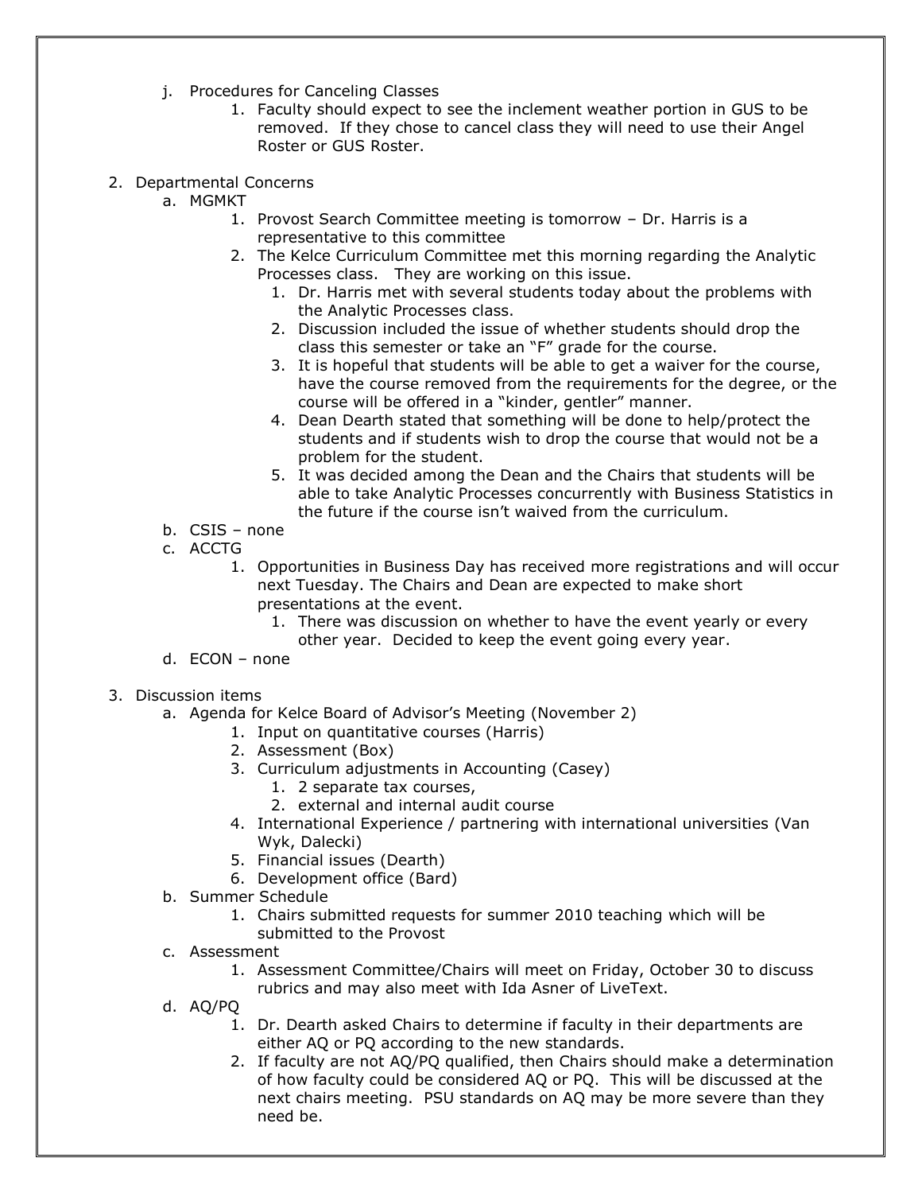j. Procedures for Canceling Classes
      1. Faculty should expect to see the inclement weather portion in GUS to be removed. If they chose to cancel class they will need to use their Angel Roster or GUS Roster.

2. Departmental Concerns
   a. MGMKT
      1. Provost Search Committee meeting is tomorrow – Dr. Harris is a representative to this committee
      2. The Kelce Curriculum Committee met this morning regarding the Analytic Processes class. They are working on this issue.
         1. Dr. Harris met with several students today about the problems with the Analytic Processes class.
         2. Discussion included the issue of whether students should drop the class this semester or take an "F" grade for the course.
         3. It is hopeful that students will be able to get a waiver for the course, have the course removed from the requirements for the degree, or the course will be offered in a "kinder, gentler" manner.
         4. Dean Dearth stated that something will be done to help/protect the students and if students wish to drop the course that would not be a problem for the student.
         5. It was decided among the Dean and the Chairs that students will be able to take Analytic Processes concurrently with Business Statistics in the future if the course isn't waived from the curriculum.
   b. CSIS – none
   c. ACCTG
      1. Opportunities in Business Day has received more registrations and will occur next Tuesday. The Chairs and Dean are expected to make short presentations at the event.
         1. There was discussion on whether to have the event yearly or every other year. Decided to keep the event going every year.
   d. ECON – none

3. Discussion items
   a. Agenda for Kelce Board of Advisor's Meeting (November 2)
      1. Input on quantitative courses (Harris)
      2. Assessment (Box)
      3. Curriculum adjustments in Accounting (Casey)
         1. 2 separate tax courses,
         2. external and internal audit course
      4. International Experience / partnering with international universities (Van Wyk, Dalecki)
      5. Financial issues (Dearth)
      6. Development office (Bard)
   b. Summer Schedule
      1. Chairs submitted requests for summer 2010 teaching which will be submitted to the Provost
   c. Assessment
      1. Assessment Committee/Chairs will meet on Friday, October 30 to discuss rubrics and may also meet with Ida Asner of LiveText.
   d. AQ/PQ
      1. Dr. Dearth asked Chairs to determine if faculty in their departments are either AQ or PQ according to the new standards.
      2. If faculty are not AQ/PQ qualified, then Chairs should make a determination of how faculty could be considered AQ or PQ. This will be discussed at the next chairs meeting. PSU standards on AQ may be more severe than they need be.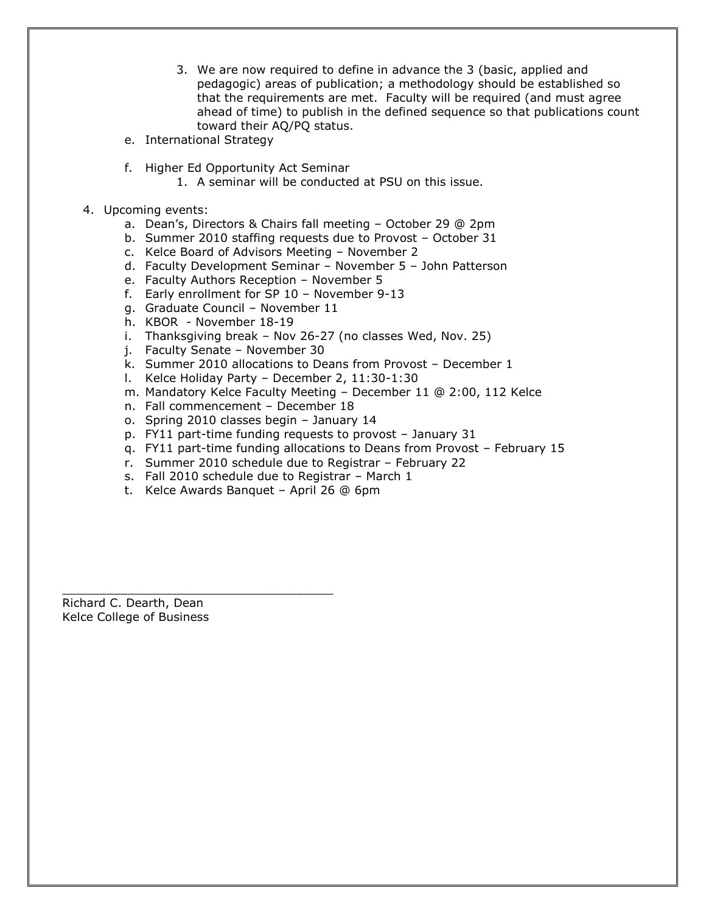3. We are now required to define in advance the 3 (basic, applied and pedagogic) areas of publication; a methodology should be established so that the requirements are met. Faculty will be required (and must agree ahead of time) to publish in the defined sequence so that publications count toward their AQ/PQ status.

e. International Strategy

f. Higher Ed Opportunity Act Seminar
   1. A seminar will be conducted at PSU on this issue.

4. Upcoming events:
   a. Dean's, Directors & Chairs fall meeting – October 29 @ 2pm
   b. Summer 2010 staffing requests due to Provost – October 31
   c. Kelce Board of Advisors Meeting – November 2
   d. Faculty Development Seminar – November 5 – John Patterson
   e. Faculty Authors Reception – November 5
   f. Early enrollment for SP 10 – November 9-13
   g. Graduate Council – November 11
   h. KBOR - November 18-19
   i. Thanksgiving break – Nov 26-27 (no classes Wed, Nov. 25)
   j. Faculty Senate – November 30
   k. Summer 2010 allocations to Deans from Provost – December 1
   l. Kelce Holiday Party – December 2, 11:30-1:30
   m. Mandatory Kelce Faculty Meeting – December 11 @ 2:00, 112 Kelce
   n. Fall commencement – December 18
   o. Spring 2010 classes begin – January 14
   p. FY11 part-time funding requests to provost – January 31
   q. FY11 part-time funding allocations to Deans from Provost – February 15
   r. Summer 2010 schedule due to Registrar – February 22
   s. Fall 2010 schedule due to Registrar – March 1
   t. Kelce Awards Banquet – April 26 @ 6pm

______________________________________

Richard C. Dearth, Dean
Kelce College of Business